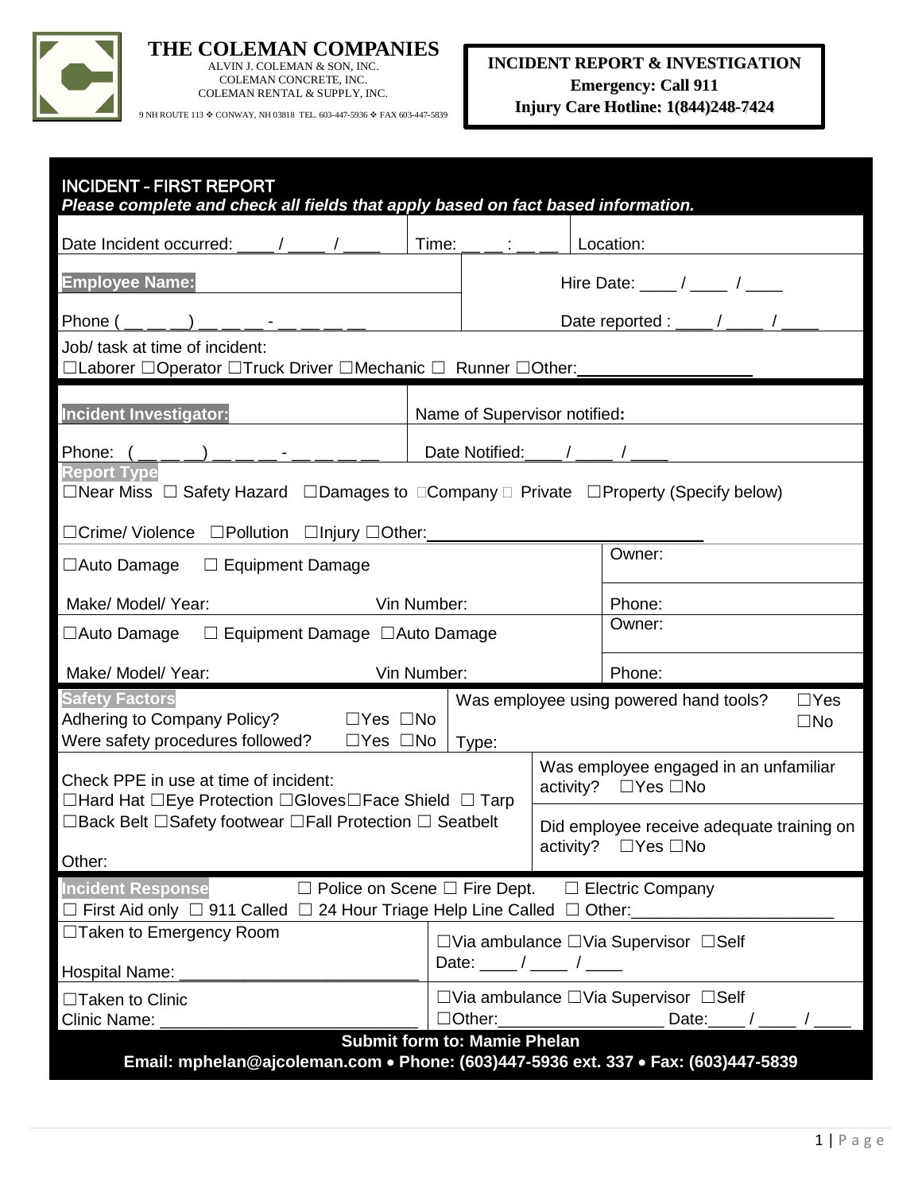# THE COLEMAN COMPANIES

ALVIN J. COLEMAN & SON, INC.
COLEMAN CONCRETE, INC.
COLEMAN RENTAL & SUPPLY, INC.

9 NH ROUTE 113 ❖ CONWAY, NH 03818 TEL. 603-447-5936 ❖ FAX 603-447-5839

**INCIDENT REPORT & INVESTIGATION**
**Emergency: Call 911**
**Injury Care Hotline: 1(844)248-7424**

## INCIDENT - FIRST REPORT

***Please complete and check all fields that apply based on fact based information.***

Date Incident occurred: ____ / ____ / ____ | Time: __ __ : __ __ | Location:

**Employee Name:** | Hire Date: ____ / ____ / ____

Phone ( __ __ __) __ __ __ - __ __ __ __ | Date reported : ____ / ____ / ____

Job/ task at time of incident:
☐Laborer ☐Operator ☐Truck Driver ☐Mechanic ☐ Runner ☐Other:__________________

**Incident Investigator:** | Name of Supervisor notified**:**

Phone: ( __ __ __) __ __ __ - __ __ __ __ | Date Notified:____ / ____ / ____

**Report Type**
☐Near Miss ☐ Safety Hazard ☐Damages to ☐Company ☐ Private ☐Property (Specify below)

☐Crime/ Violence ☐Pollution ☐Injury ☐Other:____________________________

☐Auto Damage ☐ Equipment Damage | Owner:

Make/ Model/ Year: Vin Number: | Phone:

☐Auto Damage ☐ Equipment Damage ☐Auto Damage | Owner:

Make/ Model/ Year: Vin Number: | Phone:

**Safety Factors**
Adhering to Company Policy? ☐Yes ☐No
Were safety procedures followed? ☐Yes ☐No

Was employee using powered hand tools? ☐Yes ☐No
Type:

Check PPE in use at time of incident:
☐Hard Hat ☐Eye Protection ☐Gloves☐Face Shield ☐ Tarp
☐Back Belt ☐Safety footwear ☐Fall Protection ☐ Seatbelt

Other:

Was employee engaged in an unfamiliar activity? ☐Yes ☐No

Did employee receive adequate training on activity? ☐Yes ☐No

**Incident Response** ☐ Police on Scene ☐ Fire Dept. ☐ Electric Company
☐ First Aid only ☐ 911 Called ☐ 24 Hour Triage Help Line Called ☐ Other:_____________________

☐Taken to Emergency Room
Hospital Name: __________________________

☐Via ambulance ☐Via Supervisor ☐Self
Date: ____ / ____ / ____

☐Taken to Clinic
Clinic Name: _____________________________

☐Via ambulance ☐Via Supervisor ☐Self
☐Other:__________________ Date:____ / ____ / ____

**Submit form to: Mamie Phelan**
**Email: mphelan@ajcoleman.com • Phone: (603)447-5936 ext. 337 • Fax: (603)447-5839**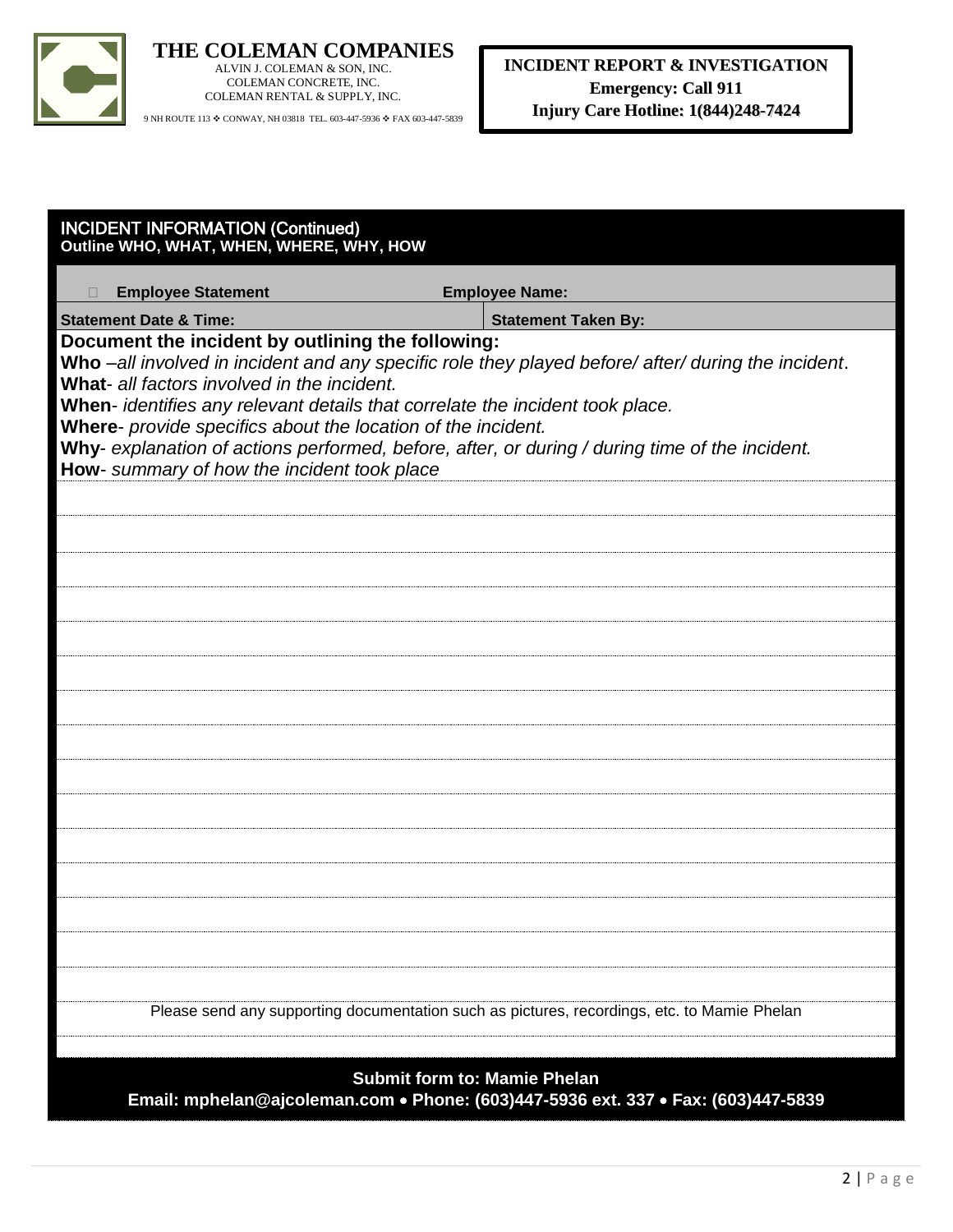**THE COLEMAN COMPANIES**
ALVIN J. COLEMAN & SON, INC.
COLEMAN CONCRETE, INC.
COLEMAN RENTAL & SUPPLY, INC.
9 NH ROUTE 113 ❖ CONWAY, NH 03818 TEL. 603-447-5936 ❖ FAX 603-447-5839

**INCIDENT REPORT & INVESTIGATION**
**Emergency: Call 911**
**Injury Care Hotline: 1(844)248-7424**

## INCIDENT INFORMATION (Continued)

**Outline WHO, WHAT, WHEN, WHERE, WHY, HOW**

| ☐ **Employee Statement** | **Employee Name:** |
|---|---|
| **Statement Date & Time:** | **Statement Taken By:** |

**Document the incident by outlining the following:**

**Who** –*all involved in incident and any specific role they played before/ after/ during the incident*.
**What**- *all factors involved in the incident.*
**When**- *identifies any relevant details that correlate the incident took place.*
**Where**- *provide specifics about the location of the incident.*
**Why**- *explanation of actions performed, before, after, or during / during time of the incident.*
**How**- *summary of how the incident took place*

Please send any supporting documentation such as pictures, recordings, etc. to Mamie Phelan

**Submit form to: Mamie Phelan**
**Email: mphelan@ajcoleman.com • Phone: (603)447-5936 ext. 337 • Fax: (603)447-5839**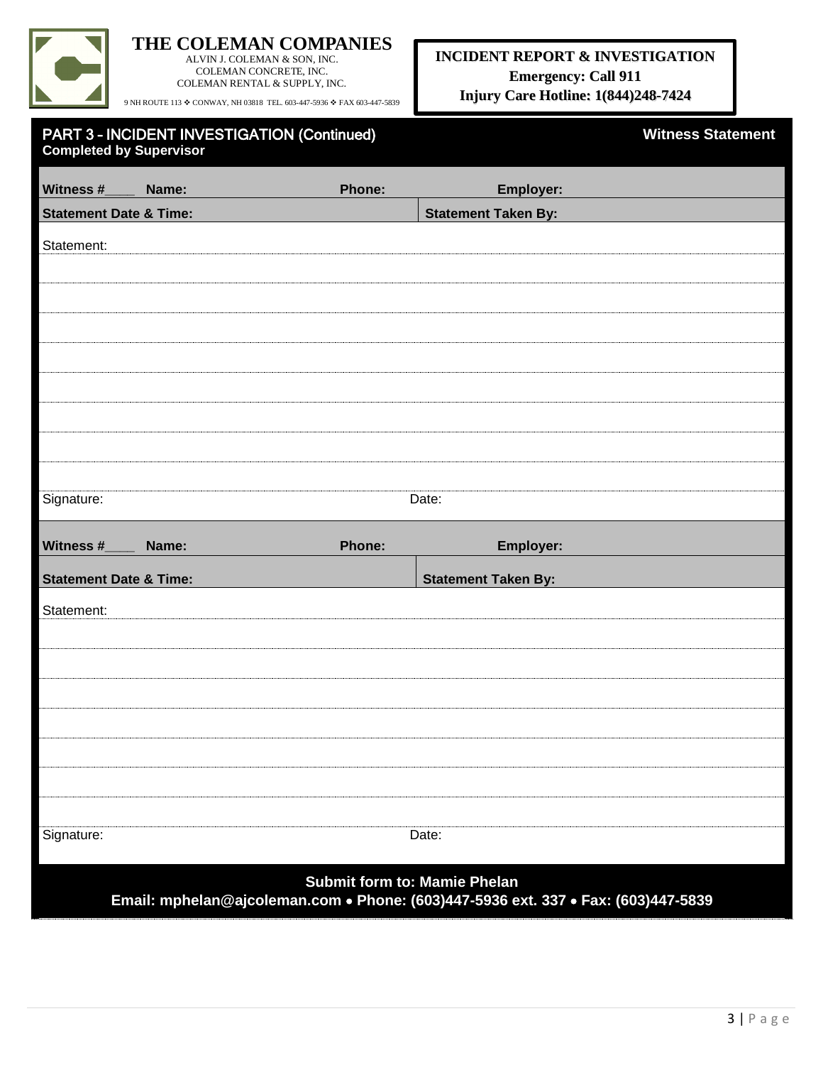**THE COLEMAN COMPANIES**
ALVIN J. COLEMAN & SON, INC.
COLEMAN CONCRETE, INC.
COLEMAN RENTAL & SUPPLY, INC.
9 NH ROUTE 113 ❖ CONWAY, NH 03818 TEL. 603-447-5936 ❖ FAX 603-447-5839

**INCIDENT REPORT & INVESTIGATION**
**Emergency: Call 911**
**Injury Care Hotline: 1(844)248-7424**

## PART 3 - INCIDENT INVESTIGATION (Continued) — Witness Statement

**Completed by Supervisor**

| **Witness #\_\_\_\_ Name:** | **Phone:** | **Employer:** |
|---|---|---|
| **Statement Date & Time:** | | **Statement Taken By:** |

Statement:

Signature: Date:

| **Witness #\_\_\_\_ Name:** | **Phone:** | **Employer:** |
|---|---|---|
| **Statement Date & Time:** | | **Statement Taken By:** |

Statement:

Signature: Date:

**Submit form to: Mamie Phelan**
**Email: mphelan@ajcoleman.com • Phone: (603)447-5936 ext. 337 • Fax: (603)447-5839**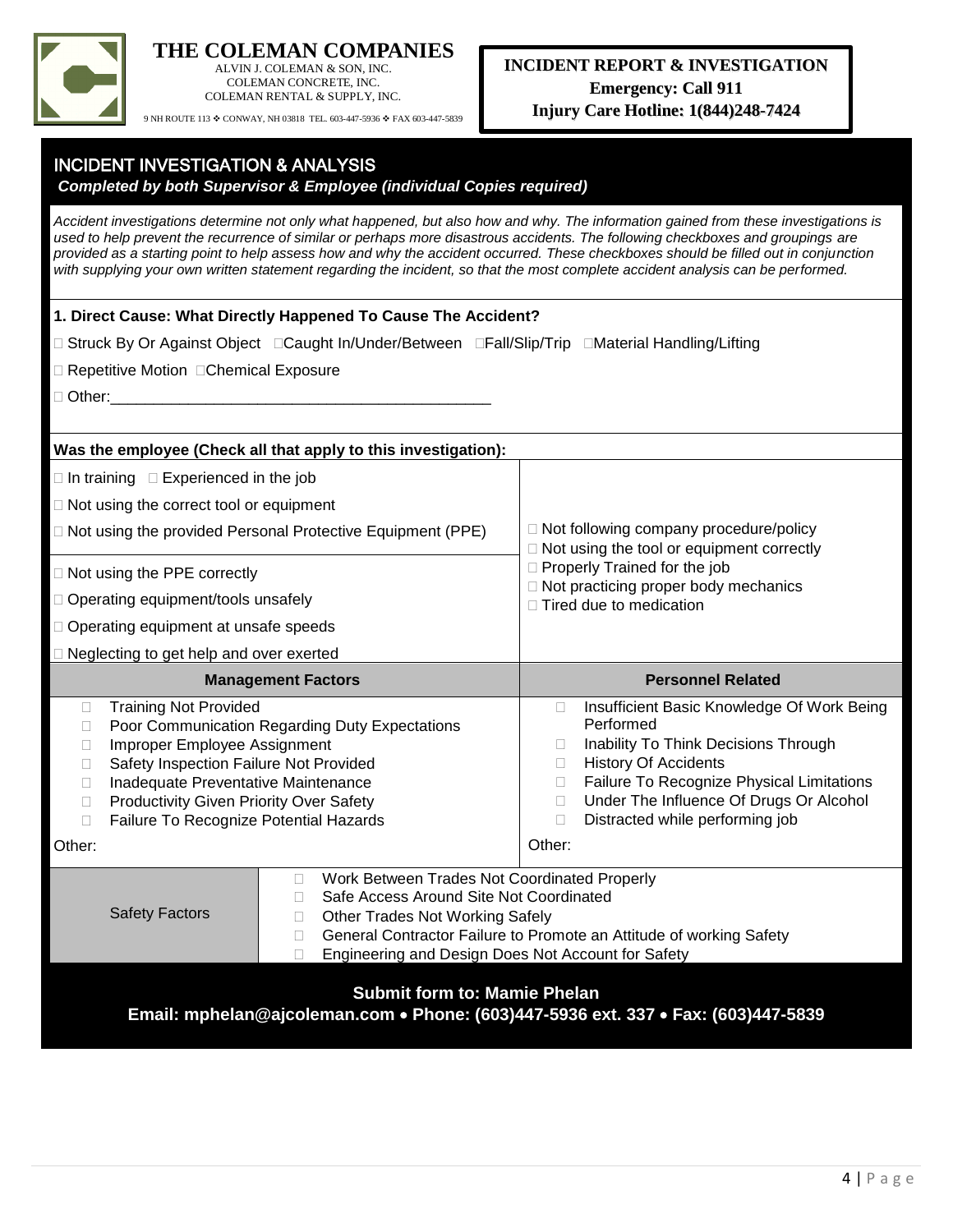# THE COLEMAN COMPANIES

ALVIN J. COLEMAN & SON, INC.
COLEMAN CONCRETE, INC.
COLEMAN RENTAL & SUPPLY, INC.

9 NH ROUTE 113 ❖ CONWAY, NH 03818 TEL. 603-447-5936 ❖ FAX 603-447-5839

**INCIDENT REPORT & INVESTIGATION**
**Emergency: Call 911**
**Injury Care Hotline: 1(844)248-7424**

## INCIDENT INVESTIGATION & ANALYSIS

***Completed by both Supervisor & Employee (individual Copies required)***

*Accident investigations determine not only what happened, but also how and why. The information gained from these investigations is used to help prevent the recurrence of similar or perhaps more disastrous accidents. The following checkboxes and groupings are provided as a starting point to help assess how and why the accident occurred. These checkboxes should be filled out in conjunction with supplying your own written statement regarding the incident, so that the most complete accident analysis can be performed.*

**1. Direct Cause: What Directly Happened To Cause The Accident?**

☐ Struck By Or Against Object ☐Caught In/Under/Between ☐Fall/Slip/Trip ☐Material Handling/Lifting

☐ Repetitive Motion ☐Chemical Exposure

☐ Other:_____________________________________________

**Was the employee (Check all that apply to this investigation):**

☐ In training ☐ Experienced in the job

☐ Not using the correct tool or equipment

☐ Not using the provided Personal Protective Equipment (PPE)

☐ Not using the PPE correctly

☐ Operating equipment/tools unsafely

☐ Operating equipment at unsafe speeds

☐ Neglecting to get help and over exerted

☐ Not following company procedure/policy
☐ Not using the tool or equipment correctly
☐ Properly Trained for the job
☐ Not practicing proper body mechanics
☐ Tired due to medication

| Management Factors | Personnel Related |
|---|---|
| ☐ Training Not Provided<br>☐ Poor Communication Regarding Duty Expectations<br>☐ Improper Employee Assignment<br>☐ Safety Inspection Failure Not Provided<br>☐ Inadequate Preventative Maintenance<br>☐ Productivity Given Priority Over Safety<br>☐ Failure To Recognize Potential Hazards<br>Other: | ☐ Insufficient Basic Knowledge Of Work Being Performed<br>☐ Inability To Think Decisions Through<br>☐ History Of Accidents<br>☐ Failure To Recognize Physical Limitations<br>☐ Under The Influence Of Drugs Or Alcohol<br>☐ Distracted while performing job<br>Other: |

| Safety Factors | |
|---|---|
| | ☐ Work Between Trades Not Coordinated Properly<br>☐ Safe Access Around Site Not Coordinated<br>☐ Other Trades Not Working Safely<br>☐ General Contractor Failure to Promote an Attitude of working Safety<br>☐ Engineering and Design Does Not Account for Safety |

**Submit form to: Mamie Phelan**
**Email: mphelan@ajcoleman.com • Phone: (603)447-5936 ext. 337 • Fax: (603)447-5839**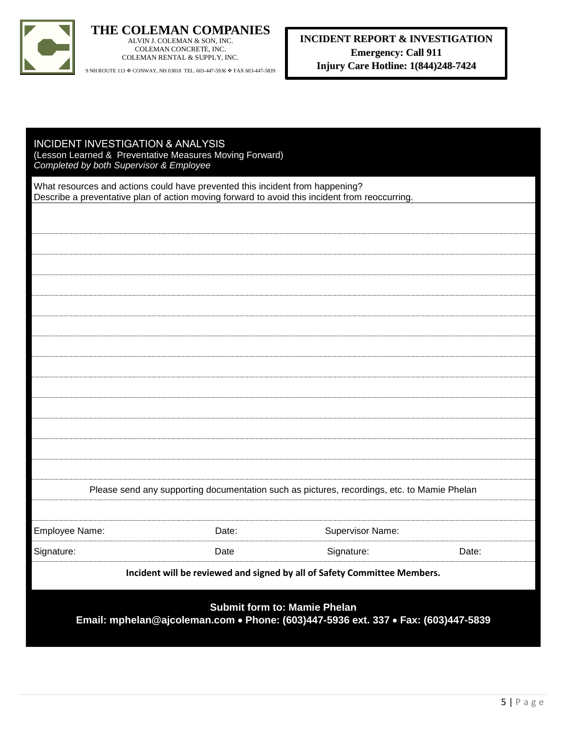**THE COLEMAN COMPANIES**
ALVIN J. COLEMAN & SON, INC.
COLEMAN CONCRETE, INC.
COLEMAN RENTAL & SUPPLY, INC.
9 NH ROUTE 113 ❖ CONWAY, NH 03818 TEL. 603-447-5936 ❖ FAX 603-447-5839

**INCIDENT REPORT & INVESTIGATION**
**Emergency: Call 911**
**Injury Care Hotline: 1(844)248-7424**

## INCIDENT INVESTIGATION & ANALYSIS

(Lesson Learned & Preventative Measures Moving Forward)
*Completed by both Supervisor & Employee*

What resources and actions could have prevented this incident from happening?
Describe a preventative plan of action moving forward to avoid this incident from reoccurring.

Please send any supporting documentation such as pictures, recordings, etc. to Mamie Phelan

| | | | |
|---|---|---|---|
| Employee Name: | Date: | Supervisor Name: | |
| Signature: | Date | Signature: | Date: |

**Incident will be reviewed and signed by all of Safety Committee Members.**

**Submit form to: Mamie Phelan**
**Email: mphelan@ajcoleman.com • Phone: (603)447-5936 ext. 337 • Fax: (603)447-5839**